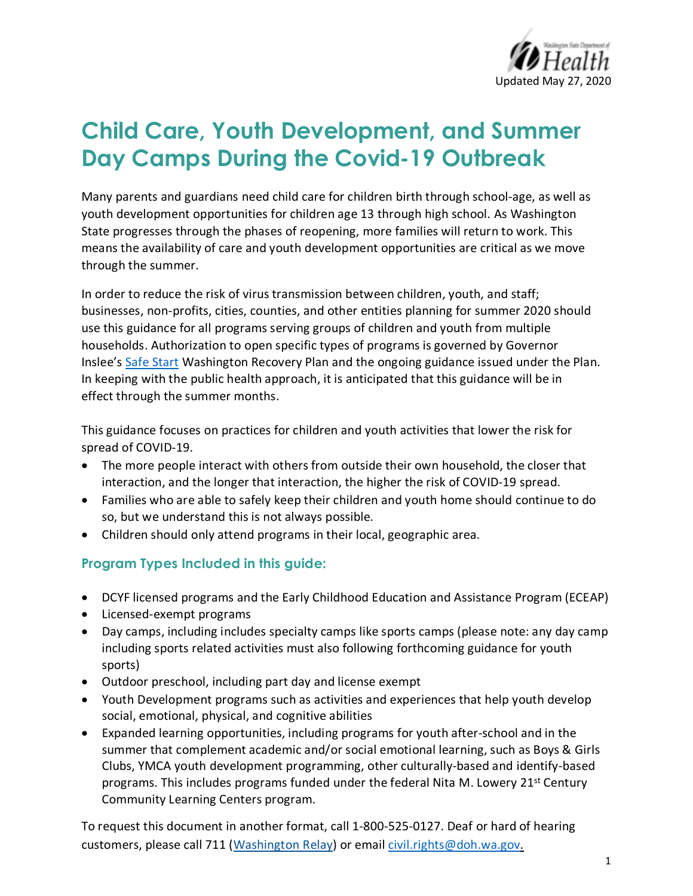Updated May 27, 2020

# Child Care, Youth Development, and Summer Day Camps During the Covid-19 Outbreak

Many parents and guardians need child care for children birth through school-age, as well as youth development opportunities for children age 13 through high school. As Washington State progresses through the phases of reopening, more families will return to work. This means the availability of care and youth development opportunities are critical as we move through the summer.

In order to reduce the risk of virus transmission between children, youth, and staff; businesses, non-profits, cities, counties, and other entities planning for summer 2020 should use this guidance for all programs serving groups of children and youth from multiple households. Authorization to open specific types of programs is governed by Governor Inslee's Safe Start Washington Recovery Plan and the ongoing guidance issued under the Plan. In keeping with the public health approach, it is anticipated that this guidance will be in effect through the summer months.

This guidance focuses on practices for children and youth activities that lower the risk for spread of COVID-19.

- The more people interact with others from outside their own household, the closer that interaction, and the longer that interaction, the higher the risk of COVID-19 spread.
- Families who are able to safely keep their children and youth home should continue to do so, but we understand this is not always possible.
- Children should only attend programs in their local, geographic area.

## Program Types Included in this guide:

- DCYF licensed programs and the Early Childhood Education and Assistance Program (ECEAP)
- Licensed-exempt programs
- Day camps, including includes specialty camps like sports camps (please note: any day camp including sports related activities must also following forthcoming guidance for youth sports)
- Outdoor preschool, including part day and license exempt
- Youth Development programs such as activities and experiences that help youth develop social, emotional, physical, and cognitive abilities
- Expanded learning opportunities, including programs for youth after-school and in the summer that complement academic and/or social emotional learning, such as Boys & Girls Clubs, YMCA youth development programming, other culturally-based and identify-based programs. This includes programs funded under the federal Nita M. Lowery 21st Century Community Learning Centers program.

To request this document in another format, call 1-800-525-0127. Deaf or hard of hearing customers, please call 711 (Washington Relay) or email civil.rights@doh.wa.gov.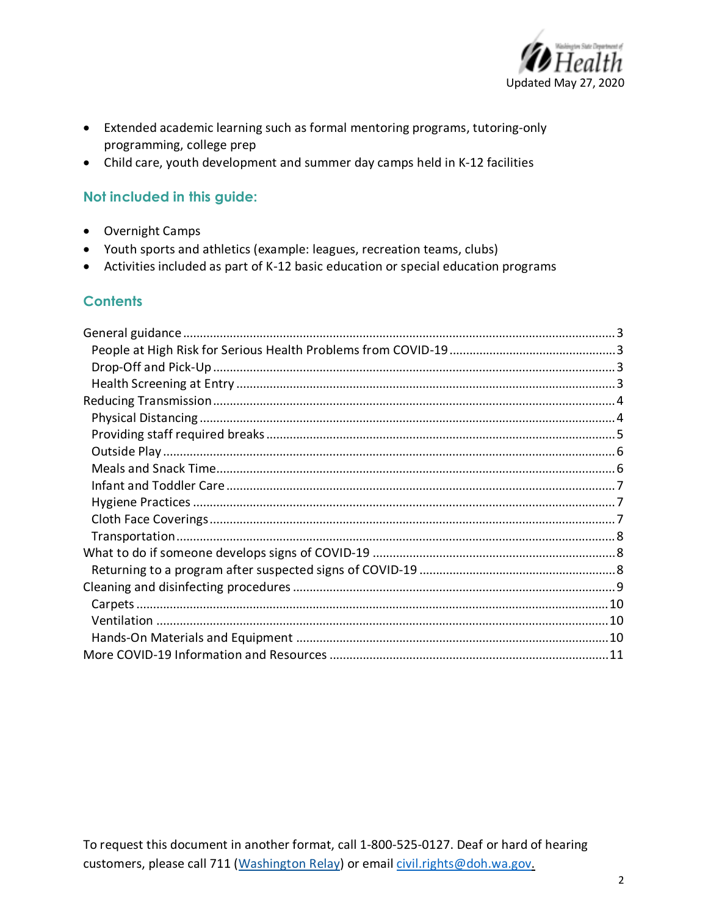- Extended academic learning such as formal mentoring programs, tutoring-only programming, college prep
- Child care, youth development and summer day camps held in K-12 facilities

## Not included in this guide:

- Overnight Camps
- Youth sports and athletics (example: leagues, recreation teams, clubs)
- Activities included as part of K-12 basic education or special education programs

## Contents

- General guidance ..... 3
  - People at High Risk for Serious Health Problems from COVID-19 ..... 3
  - Drop-Off and Pick-Up ..... 3
  - Health Screening at Entry ..... 3
- Reducing Transmission ..... 4
  - Physical Distancing ..... 4
  - Providing staff required breaks ..... 5
  - Outside Play ..... 6
  - Meals and Snack Time ..... 6
  - Infant and Toddler Care ..... 7
  - Hygiene Practices ..... 7
  - Cloth Face Coverings ..... 7
  - Transportation ..... 8
- What to do if someone develops signs of COVID-19 ..... 8
  - Returning to a program after suspected signs of COVID-19 ..... 8
- Cleaning and disinfecting procedures ..... 9
  - Carpets ..... 10
  - Ventilation ..... 10
  - Hands-On Materials and Equipment ..... 10
- More COVID-19 Information and Resources ..... 11

To request this document in another format, call 1-800-525-0127. Deaf or hard of hearing customers, please call 711 (Washington Relay) or email civil.rights@doh.wa.gov.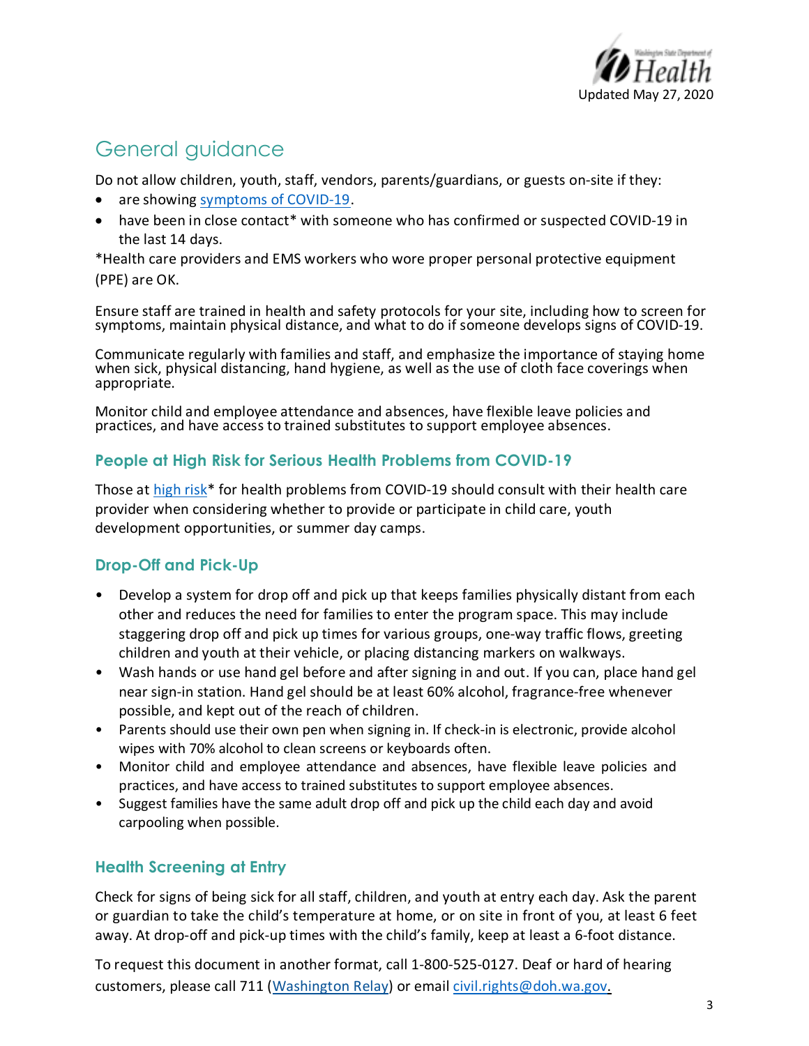## General guidance

Do not allow children, youth, staff, vendors, parents/guardians, or guests on-site if they:

- are showing [symptoms of COVID-19](#).
- have been in close contact* with someone who has confirmed or suspected COVID-19 in the last 14 days.

*Health care providers and EMS workers who wore proper personal protective equipment (PPE) are OK.

Ensure staff are trained in health and safety protocols for your site, including how to screen for symptoms, maintain physical distance, and what to do if someone develops signs of COVID-19.

Communicate regularly with families and staff, and emphasize the importance of staying home when sick, physical distancing, hand hygiene, as well as the use of cloth face coverings when appropriate.

Monitor child and employee attendance and absences, have flexible leave policies and practices, and have access to trained substitutes to support employee absences.

### People at High Risk for Serious Health Problems from COVID-19

Those at high risk* for health problems from COVID-19 should consult with their health care provider when considering whether to provide or participate in child care, youth development opportunities, or summer day camps.

### Drop-Off and Pick-Up

- Develop a system for drop off and pick up that keeps families physically distant from each other and reduces the need for families to enter the program space. This may include staggering drop off and pick up times for various groups, one-way traffic flows, greeting children and youth at their vehicle, or placing distancing markers on walkways.
- Wash hands or use hand gel before and after signing in and out. If you can, place hand gel near sign-in station. Hand gel should be at least 60% alcohol, fragrance-free whenever possible, and kept out of the reach of children.
- Parents should use their own pen when signing in. If check-in is electronic, provide alcohol wipes with 70% alcohol to clean screens or keyboards often.
- Monitor child and employee attendance and absences, have flexible leave policies and practices, and have access to trained substitutes to support employee absences.
- Suggest families have the same adult drop off and pick up the child each day and avoid carpooling when possible.

### Health Screening at Entry

Check for signs of being sick for all staff, children, and youth at entry each day. Ask the parent or guardian to take the child's temperature at home, or on site in front of you, at least 6 feet away. At drop-off and pick-up times with the child's family, keep at least a 6-foot distance.

To request this document in another format, call 1-800-525-0127. Deaf or hard of hearing customers, please call 711 (Washington Relay) or email civil.rights@doh.wa.gov.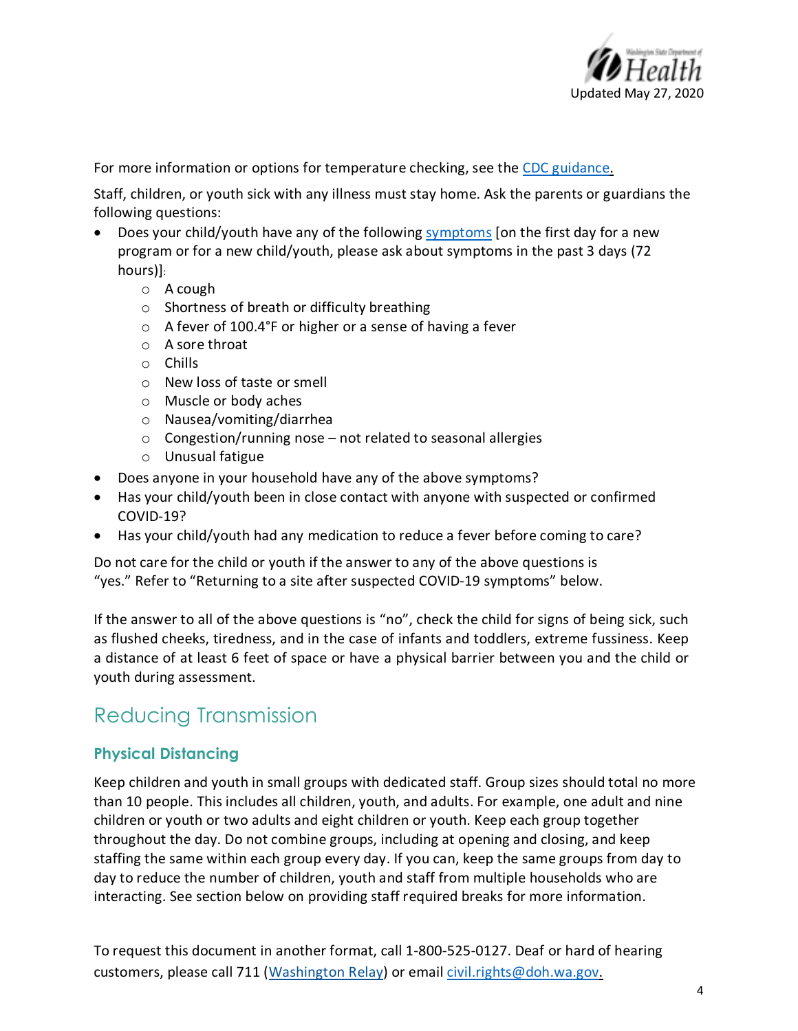For more information or options for temperature checking, see the [CDC guidance](#).

Staff, children, or youth sick with any illness must stay home. Ask the parents or guardians the following questions:

- Does your child/youth have any of the following [symptoms](#) [on the first day for a new program or for a new child/youth, please ask about symptoms in the past 3 days (72 hours)]:
    - A cough
    - Shortness of breath or difficulty breathing
    - A fever of 100.4°F or higher or a sense of having a fever
    - A sore throat
    - Chills
    - New loss of taste or smell
    - Muscle or body aches
    - Nausea/vomiting/diarrhea
    - Congestion/running nose – not related to seasonal allergies
    - Unusual fatigue
- Does anyone in your household have any of the above symptoms?
- Has your child/youth been in close contact with anyone with suspected or confirmed COVID-19?
- Has your child/youth had any medication to reduce a fever before coming to care?

Do not care for the child or youth if the answer to any of the above questions is "yes." Refer to "Returning to a site after suspected COVID-19 symptoms" below.

If the answer to all of the above questions is "no", check the child for signs of being sick, such as flushed cheeks, tiredness, and in the case of infants and toddlers, extreme fussiness. Keep a distance of at least 6 feet of space or have a physical barrier between you and the child or youth during assessment.

## Reducing Transmission

### Physical Distancing

Keep children and youth in small groups with dedicated staff. Group sizes should total no more than 10 people. This includes all children, youth, and adults. For example, one adult and nine children or youth or two adults and eight children or youth. Keep each group together throughout the day. Do not combine groups, including at opening and closing, and keep staffing the same within each group every day. If you can, keep the same groups from day to day to reduce the number of children, youth and staff from multiple households who are interacting. See section below on providing staff required breaks for more information.

To request this document in another format, call 1-800-525-0127. Deaf or hard of hearing customers, please call 711 ([Washington Relay](#)) or email [civil.rights@doh.wa.gov](mailto:civil.rights@doh.wa.gov).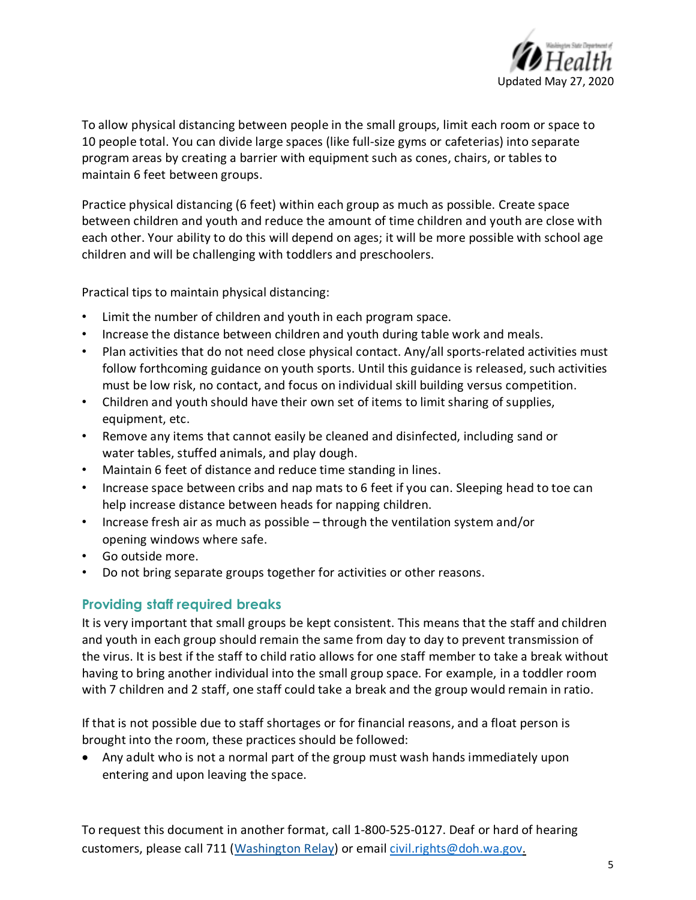To allow physical distancing between people in the small groups, limit each room or space to 10 people total. You can divide large spaces (like full-size gyms or cafeterias) into separate program areas by creating a barrier with equipment such as cones, chairs, or tables to maintain 6 feet between groups.

Practice physical distancing (6 feet) within each group as much as possible. Create space between children and youth and reduce the amount of time children and youth are close with each other. Your ability to do this will depend on ages; it will be more possible with school age children and will be challenging with toddlers and preschoolers.

Practical tips to maintain physical distancing:

- Limit the number of children and youth in each program space.
- Increase the distance between children and youth during table work and meals.
- Plan activities that do not need close physical contact. Any/all sports-related activities must follow forthcoming guidance on youth sports. Until this guidance is released, such activities must be low risk, no contact, and focus on individual skill building versus competition.
- Children and youth should have their own set of items to limit sharing of supplies, equipment, etc.
- Remove any items that cannot easily be cleaned and disinfected, including sand or water tables, stuffed animals, and play dough.
- Maintain 6 feet of distance and reduce time standing in lines.
- Increase space between cribs and nap mats to 6 feet if you can. Sleeping head to toe can help increase distance between heads for napping children.
- Increase fresh air as much as possible – through the ventilation system and/or opening windows where safe.
- Go outside more.
- Do not bring separate groups together for activities or other reasons.

## Providing staff required breaks

It is very important that small groups be kept consistent. This means that the staff and children and youth in each group should remain the same from day to day to prevent transmission of the virus. It is best if the staff to child ratio allows for one staff member to take a break without having to bring another individual into the small group space. For example, in a toddler room with 7 children and 2 staff, one staff could take a break and the group would remain in ratio.

If that is not possible due to staff shortages or for financial reasons, and a float person is brought into the room, these practices should be followed:

- Any adult who is not a normal part of the group must wash hands immediately upon entering and upon leaving the space.

To request this document in another format, call 1-800-525-0127. Deaf or hard of hearing customers, please call 711 (Washington Relay) or email civil.rights@doh.wa.gov.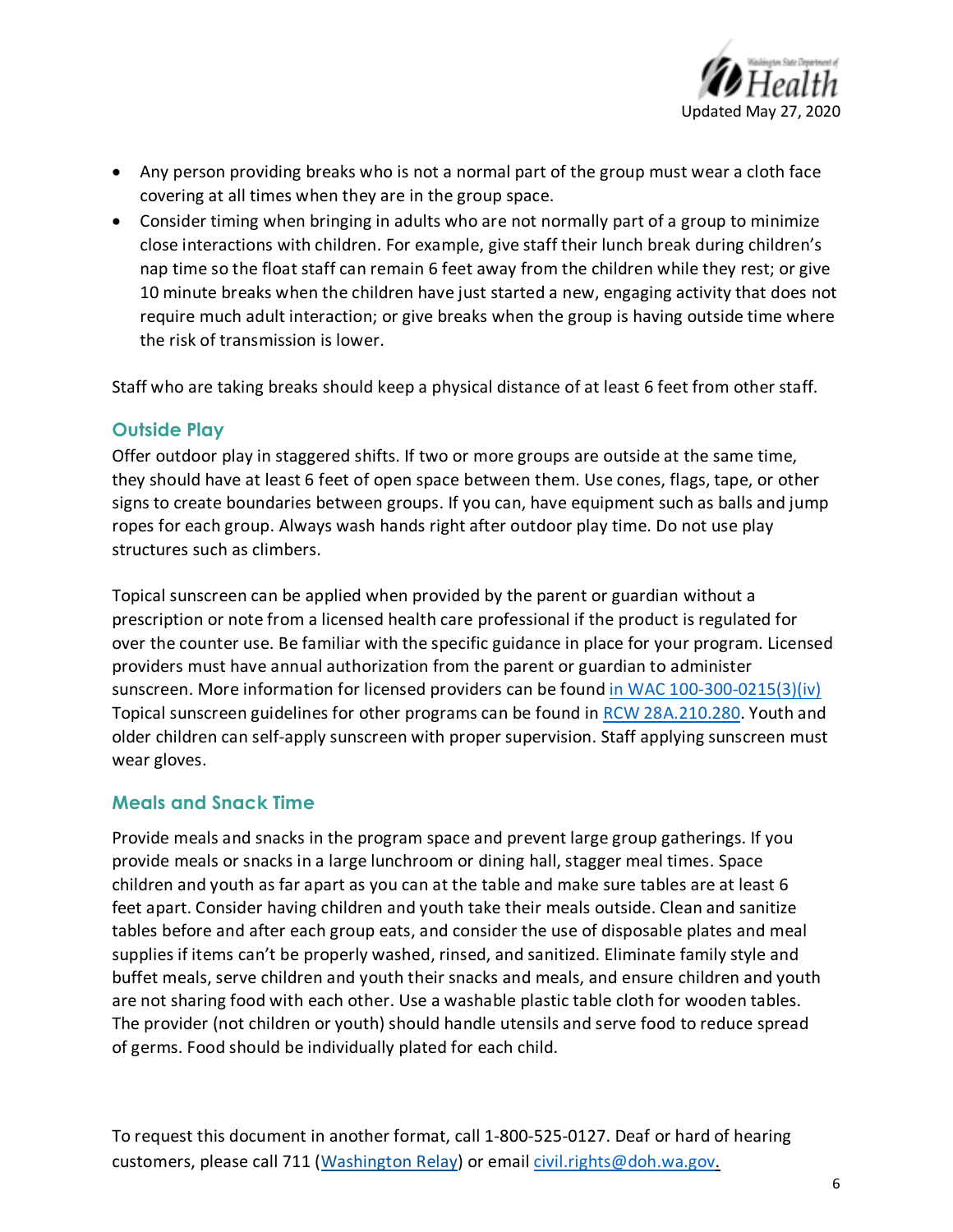- Any person providing breaks who is not a normal part of the group must wear a cloth face covering at all times when they are in the group space.
- Consider timing when bringing in adults who are not normally part of a group to minimize close interactions with children. For example, give staff their lunch break during children's nap time so the float staff can remain 6 feet away from the children while they rest; or give 10 minute breaks when the children have just started a new, engaging activity that does not require much adult interaction; or give breaks when the group is having outside time where the risk of transmission is lower.

Staff who are taking breaks should keep a physical distance of at least 6 feet from other staff.

## Outside Play

Offer outdoor play in staggered shifts. If two or more groups are outside at the same time, they should have at least 6 feet of open space between them. Use cones, flags, tape, or other signs to create boundaries between groups. If you can, have equipment such as balls and jump ropes for each group. Always wash hands right after outdoor play time. Do not use play structures such as climbers.

Topical sunscreen can be applied when provided by the parent or guardian without a prescription or note from a licensed health care professional if the product is regulated for over the counter use. Be familiar with the specific guidance in place for your program. Licensed providers must have annual authorization from the parent or guardian to administer sunscreen. More information for licensed providers can be found [in WAC 100-300-0215(3)(iv)] Topical sunscreen guidelines for other programs can be found in [RCW 28A.210.280]. Youth and older children can self-apply sunscreen with proper supervision. Staff applying sunscreen must wear gloves.

## Meals and Snack Time

Provide meals and snacks in the program space and prevent large group gatherings. If you provide meals or snacks in a large lunchroom or dining hall, stagger meal times. Space children and youth as far apart as you can at the table and make sure tables are at least 6 feet apart. Consider having children and youth take their meals outside. Clean and sanitize tables before and after each group eats, and consider the use of disposable plates and meal supplies if items can't be properly washed, rinsed, and sanitized. Eliminate family style and buffet meals, serve children and youth their snacks and meals, and ensure children and youth are not sharing food with each other. Use a washable plastic table cloth for wooden tables. The provider (not children or youth) should handle utensils and serve food to reduce spread of germs. Food should be individually plated for each child.

To request this document in another format, call 1-800-525-0127. Deaf or hard of hearing customers, please call 711 (Washington Relay) or email civil.rights@doh.wa.gov.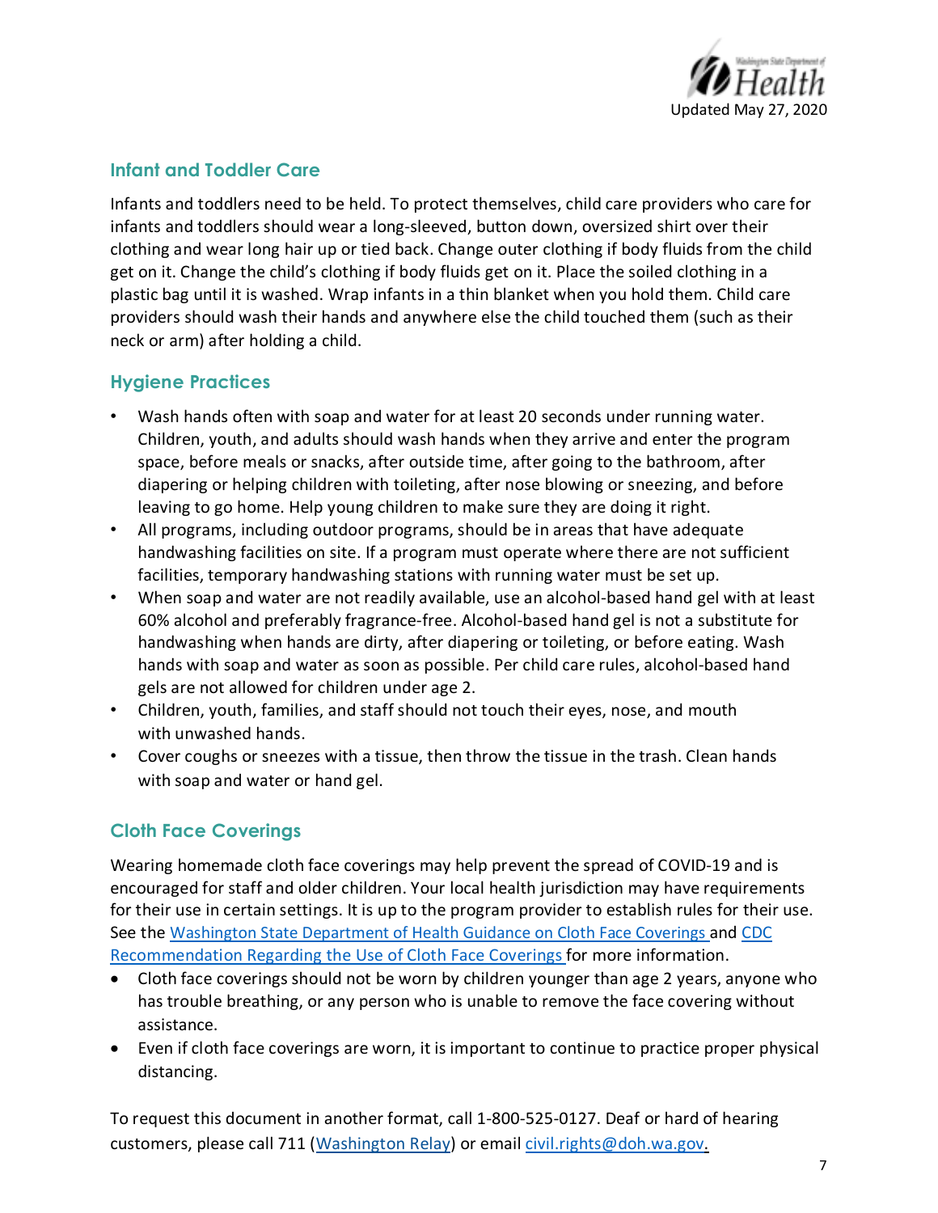## Infant and Toddler Care

Infants and toddlers need to be held. To protect themselves, child care providers who care for infants and toddlers should wear a long-sleeved, button down, oversized shirt over their clothing and wear long hair up or tied back. Change outer clothing if body fluids from the child get on it. Change the child's clothing if body fluids get on it. Place the soiled clothing in a plastic bag until it is washed. Wrap infants in a thin blanket when you hold them. Child care providers should wash their hands and anywhere else the child touched them (such as their neck or arm) after holding a child.

## Hygiene Practices

- Wash hands often with soap and water for at least 20 seconds under running water. Children, youth, and adults should wash hands when they arrive and enter the program space, before meals or snacks, after outside time, after going to the bathroom, after diapering or helping children with toileting, after nose blowing or sneezing, and before leaving to go home. Help young children to make sure they are doing it right.
- All programs, including outdoor programs, should be in areas that have adequate handwashing facilities on site. If a program must operate where there are not sufficient facilities, temporary handwashing stations with running water must be set up.
- When soap and water are not readily available, use an alcohol-based hand gel with at least 60% alcohol and preferably fragrance-free. Alcohol-based hand gel is not a substitute for handwashing when hands are dirty, after diapering or toileting, or before eating. Wash hands with soap and water as soon as possible. Per child care rules, alcohol-based hand gels are not allowed for children under age 2.
- Children, youth, families, and staff should not touch their eyes, nose, and mouth with unwashed hands.
- Cover coughs or sneezes with a tissue, then throw the tissue in the trash. Clean hands with soap and water or hand gel.

## Cloth Face Coverings

Wearing homemade cloth face coverings may help prevent the spread of COVID-19 and is encouraged for staff and older children. Your local health jurisdiction may have requirements for their use in certain settings. It is up to the program provider to establish rules for their use. See the Washington State Department of Health Guidance on Cloth Face Coverings and CDC Recommendation Regarding the Use of Cloth Face Coverings for more information.

- Cloth face coverings should not be worn by children younger than age 2 years, anyone who has trouble breathing, or any person who is unable to remove the face covering without assistance.
- Even if cloth face coverings are worn, it is important to continue to practice proper physical distancing.

To request this document in another format, call 1-800-525-0127. Deaf or hard of hearing customers, please call 711 (Washington Relay) or email civil.rights@doh.wa.gov.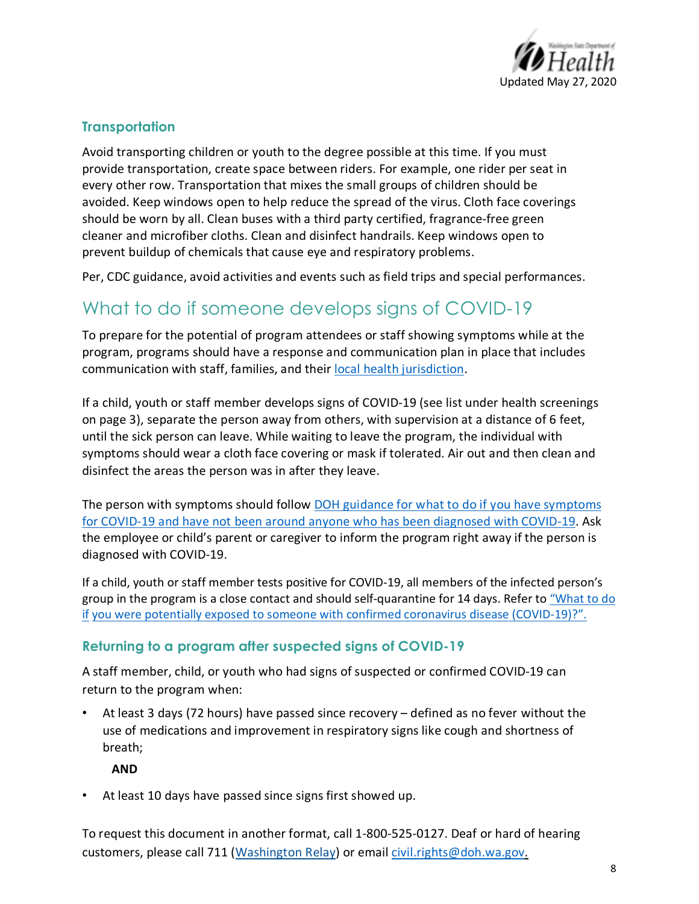### Transportation

Avoid transporting children or youth to the degree possible at this time. If you must provide transportation, create space between riders. For example, one rider per seat in every other row. Transportation that mixes the small groups of children should be avoided. Keep windows open to help reduce the spread of the virus. Cloth face coverings should be worn by all. Clean buses with a third party certified, fragrance-free green cleaner and microfiber cloths. Clean and disinfect handrails. Keep windows open to prevent buildup of chemicals that cause eye and respiratory problems.

Per, CDC guidance, avoid activities and events such as field trips and special performances.

## What to do if someone develops signs of COVID-19

To prepare for the potential of program attendees or staff showing symptoms while at the program, programs should have a response and communication plan in place that includes communication with staff, families, and their local health jurisdiction.

If a child, youth or staff member develops signs of COVID-19 (see list under health screenings on page 3), separate the person away from others, with supervision at a distance of 6 feet, until the sick person can leave. While waiting to leave the program, the individual with symptoms should wear a cloth face covering or mask if tolerated. Air out and then clean and disinfect the areas the person was in after they leave.

The person with symptoms should follow DOH guidance for what to do if you have symptoms for COVID-19 and have not been around anyone who has been diagnosed with COVID-19. Ask the employee or child's parent or caregiver to inform the program right away if the person is diagnosed with COVID-19.

If a child, youth or staff member tests positive for COVID-19, all members of the infected person's group in the program is a close contact and should self-quarantine for 14 days. Refer to "What to do if you were potentially exposed to someone with confirmed coronavirus disease (COVID-19)?".

### Returning to a program after suspected signs of COVID-19

A staff member, child, or youth who had signs of suspected or confirmed COVID-19 can return to the program when:

- At least 3 days (72 hours) have passed since recovery – defined as no fever without the use of medications and improvement in respiratory signs like cough and shortness of breath;

  **AND**

- At least 10 days have passed since signs first showed up.

To request this document in another format, call 1-800-525-0127. Deaf or hard of hearing customers, please call 711 (Washington Relay) or email civil.rights@doh.wa.gov.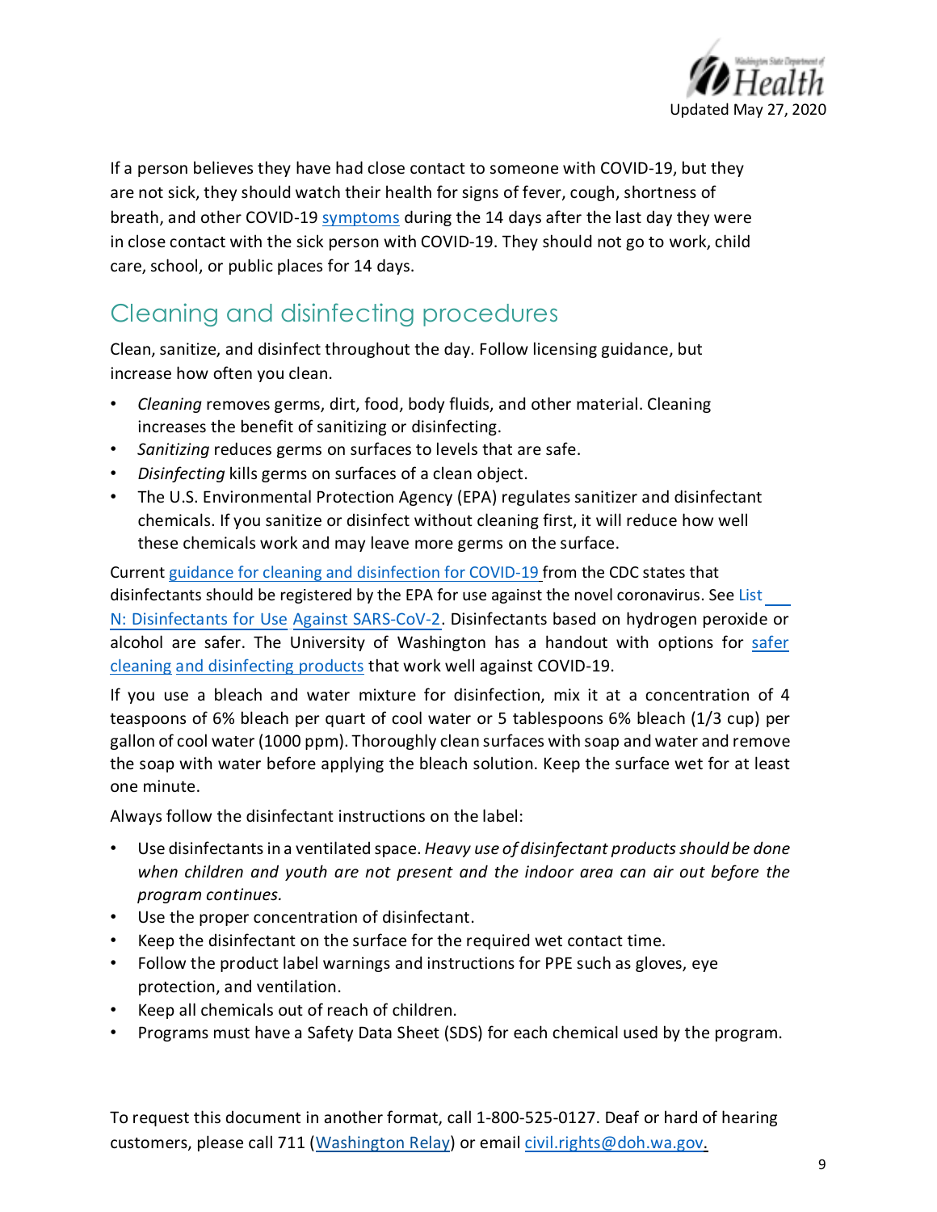If a person believes they have had close contact to someone with COVID-19, but they are not sick, they should watch their health for signs of fever, cough, shortness of breath, and other COVID-19 symptoms during the 14 days after the last day they were in close contact with the sick person with COVID-19. They should not go to work, child care, school, or public places for 14 days.

## Cleaning and disinfecting procedures

Clean, sanitize, and disinfect throughout the day. Follow licensing guidance, but increase how often you clean.

- *Cleaning* removes germs, dirt, food, body fluids, and other material. Cleaning increases the benefit of sanitizing or disinfecting.
- *Sanitizing* reduces germs on surfaces to levels that are safe.
- *Disinfecting* kills germs on surfaces of a clean object.
- The U.S. Environmental Protection Agency (EPA) regulates sanitizer and disinfectant chemicals. If you sanitize or disinfect without cleaning first, it will reduce how well these chemicals work and may leave more germs on the surface.

Current guidance for cleaning and disinfection for COVID-19 from the CDC states that disinfectants should be registered by the EPA for use against the novel coronavirus. See List N: Disinfectants for Use Against SARS-CoV-2. Disinfectants based on hydrogen peroxide or alcohol are safer. The University of Washington has a handout with options for safer cleaning and disinfecting products that work well against COVID-19.

If you use a bleach and water mixture for disinfection, mix it at a concentration of 4 teaspoons of 6% bleach per quart of cool water or 5 tablespoons 6% bleach (1/3 cup) per gallon of cool water (1000 ppm). Thoroughly clean surfaces with soap and water and remove the soap with water before applying the bleach solution. Keep the surface wet for at least one minute.

Always follow the disinfectant instructions on the label:

- Use disinfectants in a ventilated space. *Heavy use of disinfectant products should be done when children and youth are not present and the indoor area can air out before the program continues.*
- Use the proper concentration of disinfectant.
- Keep the disinfectant on the surface for the required wet contact time.
- Follow the product label warnings and instructions for PPE such as gloves, eye protection, and ventilation.
- Keep all chemicals out of reach of children.
- Programs must have a Safety Data Sheet (SDS) for each chemical used by the program.

To request this document in another format, call 1-800-525-0127. Deaf or hard of hearing customers, please call 711 (Washington Relay) or email civil.rights@doh.wa.gov.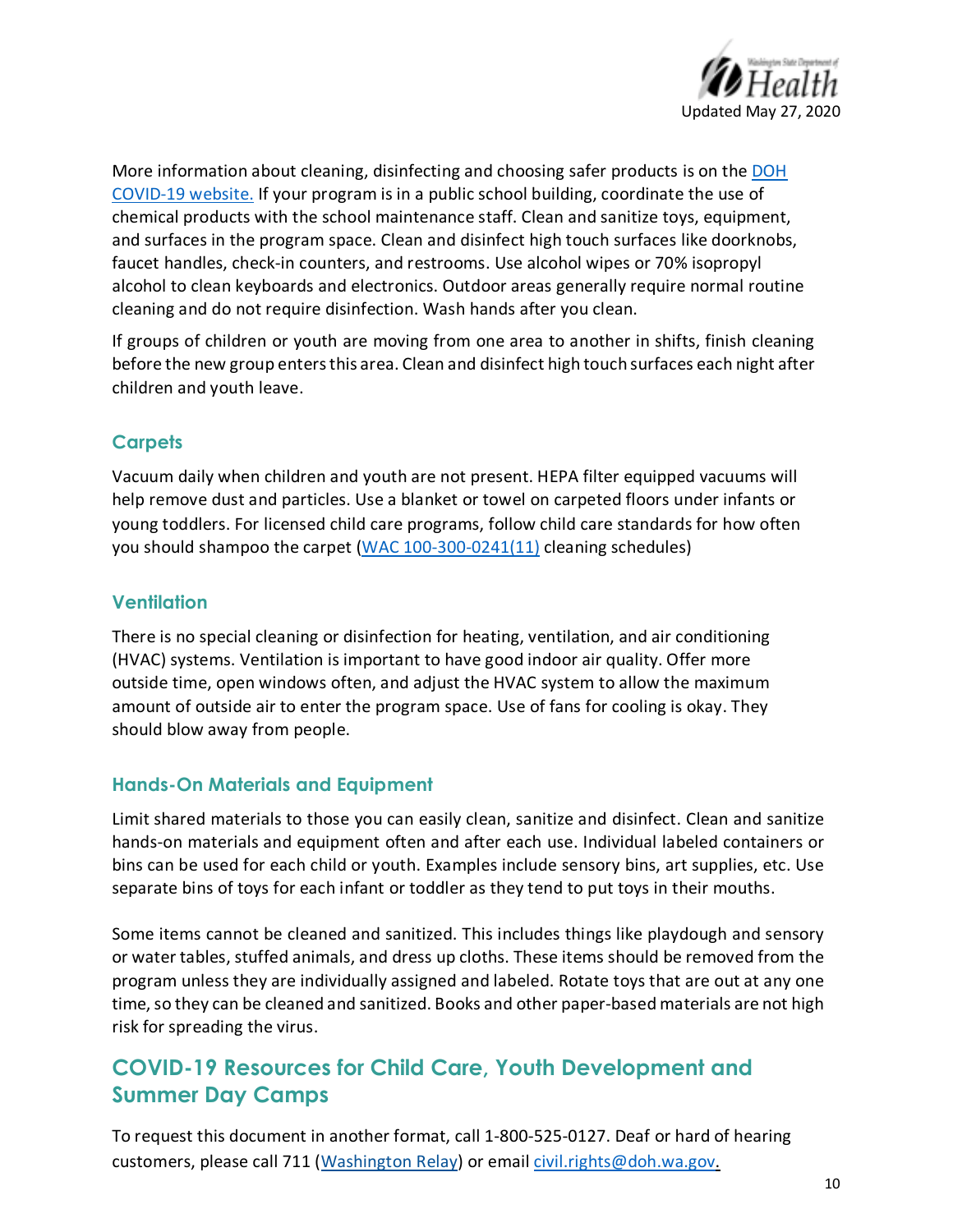More information about cleaning, disinfecting and choosing safer products is on the [DOH COVID-19 website.](#) If your program is in a public school building, coordinate the use of chemical products with the school maintenance staff. Clean and sanitize toys, equipment, and surfaces in the program space. Clean and disinfect high touch surfaces like doorknobs, faucet handles, check-in counters, and restrooms. Use alcohol wipes or 70% isopropyl alcohol to clean keyboards and electronics. Outdoor areas generally require normal routine cleaning and do not require disinfection. Wash hands after you clean.

If groups of children or youth are moving from one area to another in shifts, finish cleaning before the new group enters this area. Clean and disinfect high touch surfaces each night after children and youth leave.

### Carpets

Vacuum daily when children and youth are not present. HEPA filter equipped vacuums will help remove dust and particles. Use a blanket or towel on carpeted floors under infants or young toddlers. For licensed child care programs, follow child care standards for how often you should shampoo the carpet ([WAC 100-300-0241(11)](#) cleaning schedules)

### Ventilation

There is no special cleaning or disinfection for heating, ventilation, and air conditioning (HVAC) systems. Ventilation is important to have good indoor air quality. Offer more outside time, open windows often, and adjust the HVAC system to allow the maximum amount of outside air to enter the program space. Use of fans for cooling is okay. They should blow away from people.

### Hands-On Materials and Equipment

Limit shared materials to those you can easily clean, sanitize and disinfect. Clean and sanitize hands-on materials and equipment often and after each use. Individual labeled containers or bins can be used for each child or youth. Examples include sensory bins, art supplies, etc. Use separate bins of toys for each infant or toddler as they tend to put toys in their mouths.

Some items cannot be cleaned and sanitized. This includes things like playdough and sensory or water tables, stuffed animals, and dress up cloths. These items should be removed from the program unless they are individually assigned and labeled. Rotate toys that are out at any one time, so they can be cleaned and sanitized. Books and other paper-based materials are not high risk for spreading the virus.

## COVID-19 Resources for Child Care, Youth Development and Summer Day Camps

To request this document in another format, call 1-800-525-0127. Deaf or hard of hearing customers, please call 711 ([Washington Relay](#)) or email [civil.rights@doh.wa.gov](mailto:civil.rights@doh.wa.gov).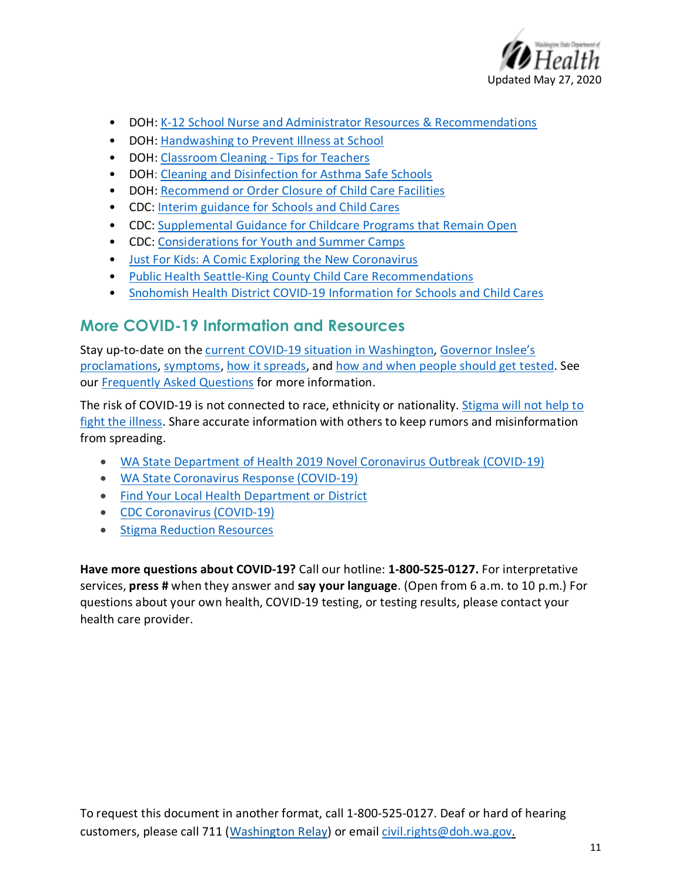- DOH: K-12 School Nurse and Administrator Resources & Recommendations
- DOH: Handwashing to Prevent Illness at School
- DOH: Classroom Cleaning - Tips for Teachers
- DOH: Cleaning and Disinfection for Asthma Safe Schools
- DOH: Recommend or Order Closure of Child Care Facilities
- CDC: Interim guidance for Schools and Child Cares
- CDC: Supplemental Guidance for Childcare Programs that Remain Open
- CDC: Considerations for Youth and Summer Camps
- Just For Kids: A Comic Exploring the New Coronavirus
- Public Health Seattle-King County Child Care Recommendations
- Snohomish Health District COVID-19 Information for Schools and Child Cares

## More COVID-19 Information and Resources

Stay up-to-date on the current COVID-19 situation in Washington, Governor Inslee's proclamations, symptoms, how it spreads, and how and when people should get tested. See our Frequently Asked Questions for more information.

The risk of COVID-19 is not connected to race, ethnicity or nationality. Stigma will not help to fight the illness. Share accurate information with others to keep rumors and misinformation from spreading.

- WA State Department of Health 2019 Novel Coronavirus Outbreak (COVID-19)
- WA State Coronavirus Response (COVID-19)
- Find Your Local Health Department or District
- CDC Coronavirus (COVID-19)
- Stigma Reduction Resources

**Have more questions about COVID-19?** Call our hotline: **1-800-525-0127.** For interpretative services, **press #** when they answer and **say your language**. (Open from 6 a.m. to 10 p.m.) For questions about your own health, COVID-19 testing, or testing results, please contact your health care provider.

To request this document in another format, call 1-800-525-0127. Deaf or hard of hearing customers, please call 711 (Washington Relay) or email civil.rights@doh.wa.gov.